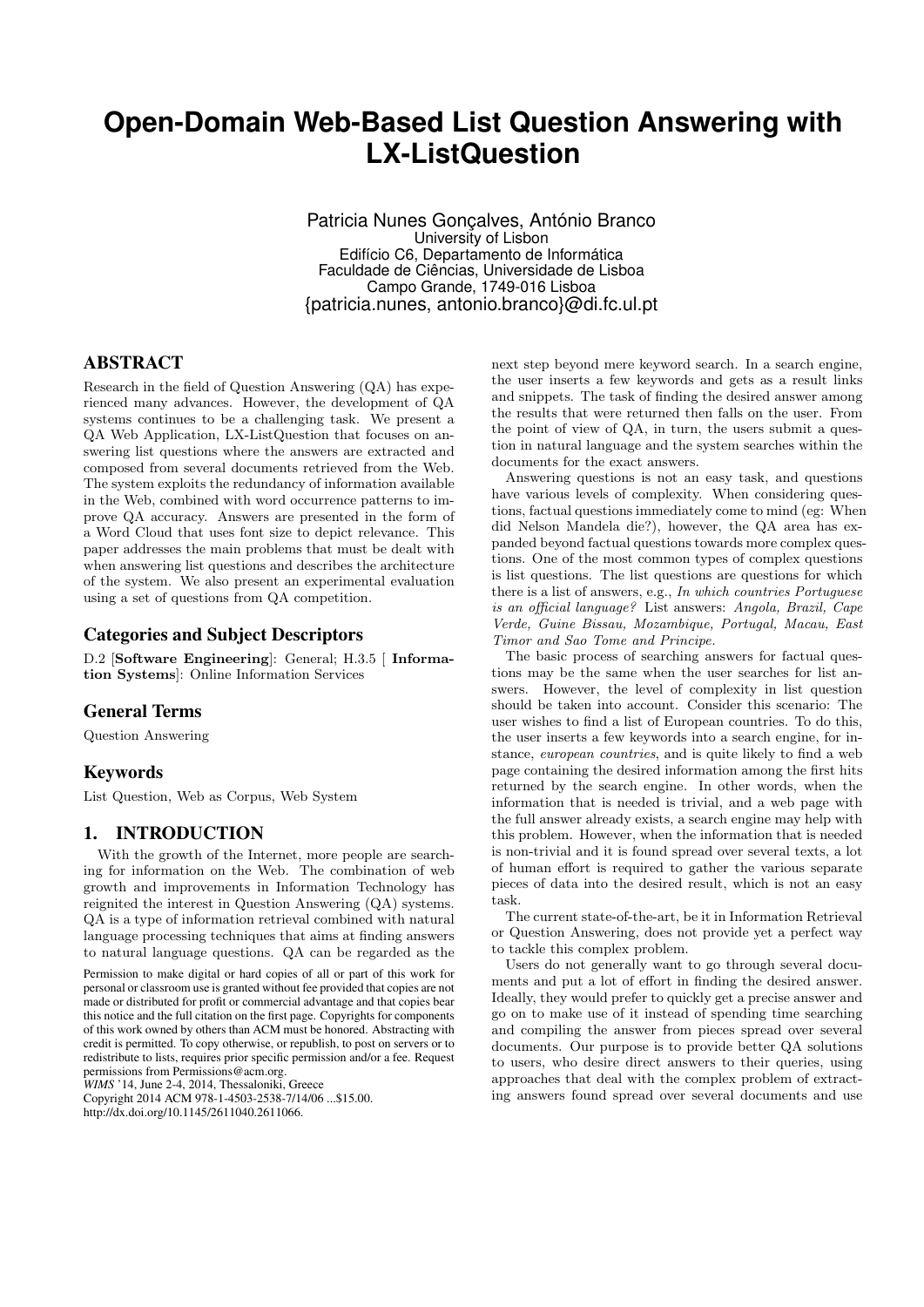# Open-Domain Web-Based List Question Answering with LX-ListQuestion

Patricia Nunes Gonçalves, António Branco
University of Lisbon
Edifício C6, Departamento de Informática
Faculdade de Ciências, Universidade de Lisboa
Campo Grande, 1749-016 Lisboa
{patricia.nunes, antonio.branco}@di.fc.ul.pt

## ABSTRACT

Research in the field of Question Answering (QA) has experienced many advances. However, the development of QA systems continues to be a challenging task. We present a QA Web Application, LX-ListQuestion that focuses on answering list questions where the answers are extracted and composed from several documents retrieved from the Web. The system exploits the redundancy of information available in the Web, combined with word occurrence patterns to improve QA accuracy. Answers are presented in the form of a Word Cloud that uses font size to depict relevance. This paper addresses the main problems that must be dealt with when answering list questions and describes the architecture of the system. We also present an experimental evaluation using a set of questions from QA competition.

## Categories and Subject Descriptors

D.2 [**Software Engineering**]: General; H.3.5 [ **Information Systems**]: Online Information Services

## General Terms

Question Answering

## Keywords

List Question, Web as Corpus, Web System

## 1. INTRODUCTION

With the growth of the Internet, more people are searching for information on the Web. The combination of web growth and improvements in Information Technology has reignited the interest in Question Answering (QA) systems. QA is a type of information retrieval combined with natural language processing techniques that aims at finding answers to natural language questions. QA can be regarded as the next step beyond mere keyword search. In a search engine, the user inserts a few keywords and gets as a result links and snippets. The task of finding the desired answer among the results that were returned then falls on the user. From the point of view of QA, in turn, the users submit a question in natural language and the system searches within the documents for the exact answers.

Permission to make digital or hard copies of all or part of this work for personal or classroom use is granted without fee provided that copies are not made or distributed for profit or commercial advantage and that copies bear this notice and the full citation on the first page. Copyrights for components of this work owned by others than ACM must be honored. Abstracting with credit is permitted. To copy otherwise, or republish, to post on servers or to redistribute to lists, requires prior specific permission and/or a fee. Request permissions from Permissions@acm.org.
*WIMS* '14, June 2-4, 2014, Thessaloniki, Greece
Copyright 2014 ACM 978-1-4503-2538-7/14/06 ...$15.00.
http://dx.doi.org/10.1145/2611040.2611066.

Answering questions is not an easy task, and questions have various levels of complexity. When considering questions, factual questions immediately come to mind (eg: When did Nelson Mandela die?), however, the QA area has expanded beyond factual questions towards more complex questions. One of the most common types of complex questions is list questions. The list questions are questions for which there is a list of answers, e.g., *In which countries Portuguese is an official language?* List answers: *Angola, Brazil, Cape Verde, Guine Bissau, Mozambique, Portugal, Macau, East Timor and Sao Tome and Principe.*

The basic process of searching answers for factual questions may be the same when the user searches for list answers. However, the level of complexity in list question should be taken into account. Consider this scenario: The user wishes to find a list of European countries. To do this, the user inserts a few keywords into a search engine, for instance, *european countries*, and is quite likely to find a web page containing the desired information among the first hits returned by the search engine. In other words, when the information that is needed is trivial, and a web page with the full answer already exists, a search engine may help with this problem. However, when the information that is needed is non-trivial and it is found spread over several texts, a lot of human effort is required to gather the various separate pieces of data into the desired result, which is not an easy task.

The current state-of-the-art, be it in Information Retrieval or Question Answering, does not provide yet a perfect way to tackle this complex problem.

Users do not generally want to go through several documents and put a lot of effort in finding the desired answer. Ideally, they would prefer to quickly get a precise answer and go on to make use of it instead of spending time searching and compiling the answer from pieces spread over several documents. Our purpose is to provide better QA solutions to users, who desire direct answers to their queries, using approaches that deal with the complex problem of extracting answers found spread over several documents and use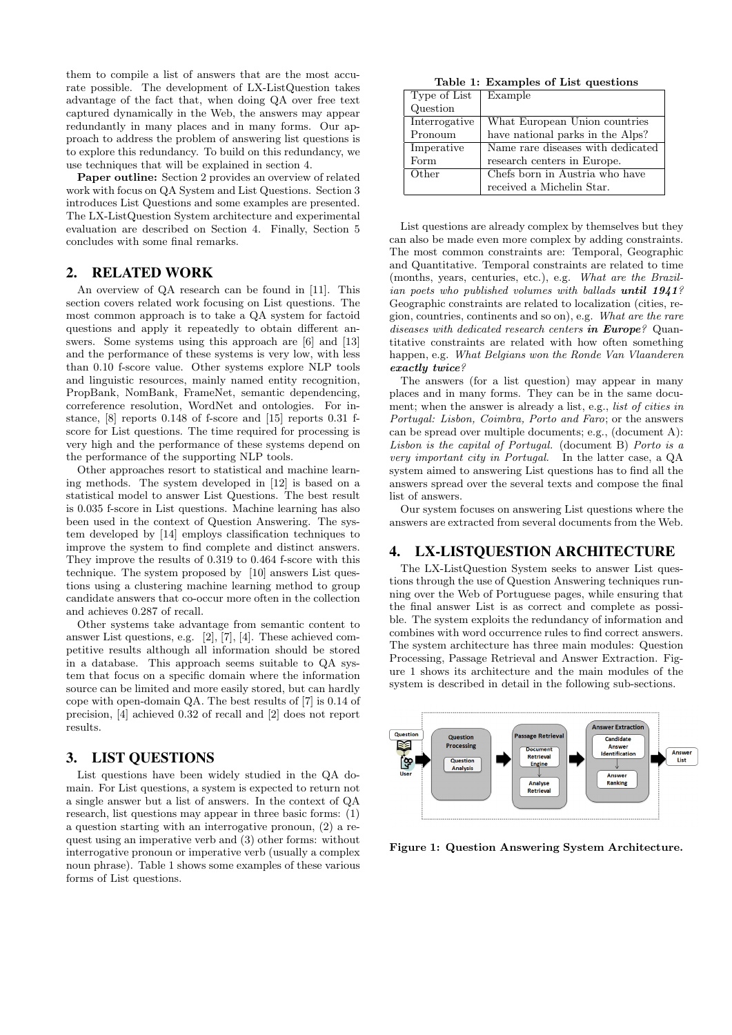them to compile a list of answers that are the most accurate possible. The development of LX-ListQuestion takes advantage of the fact that, when doing QA over free text captured dynamically in the Web, the answers may appear redundantly in many places and in many forms. Our approach to address the problem of answering list questions is to explore this redundancy. To build on this redundancy, we use techniques that will be explained in section 4.

**Paper outline:** Section 2 provides an overview of related work with focus on QA System and List Questions. Section 3 introduces List Questions and some examples are presented. The LX-ListQuestion System architecture and experimental evaluation are described on Section 4. Finally, Section 5 concludes with some final remarks.

## 2. RELATED WORK

An overview of QA research can be found in [11]. This section covers related work focusing on List questions. The most common approach is to take a QA system for factoid questions and apply it repeatedly to obtain different answers. Some systems using this approach are [6] and [13] and the performance of these systems is very low, with less than 0.10 f-score value. Other systems explore NLP tools and linguistic resources, mainly named entity recognition, PropBank, NomBank, FrameNet, semantic dependencing, correference resolution, WordNet and ontologies. For instance, [8] reports 0.148 of f-score and [15] reports 0.31 f-score for List questions. The time required for processing is very high and the performance of these systems depend on the performance of the supporting NLP tools.

Other approaches resort to statistical and machine learning methods. The system developed in [12] is based on a statistical model to answer List Questions. The best result is 0.035 f-score in List questions. Machine learning has also been used in the context of Question Answering. The system developed by [14] employs classification techniques to improve the system to find complete and distinct answers. They improve the results of 0.319 to 0.464 f-score with this technique. The system proposed by [10] answers List questions using a clustering machine learning method to group candidate answers that co-occur more often in the collection and achieves 0.287 of recall.

Other systems take advantage from semantic content to answer List questions, e.g. [2], [7], [4]. These achieved competitive results although all information should be stored in a database. This approach seems suitable to QA system that focus on a specific domain where the information source can be limited and more easily stored, but can hardly cope with open-domain QA. The best results of [7] is 0.14 of precision, [4] achieved 0.32 of recall and [2] does not report results.

## 3. LIST QUESTIONS

List questions have been widely studied in the QA domain. For List questions, a system is expected to return not a single answer but a list of answers. In the context of QA research, list questions may appear in three basic forms: (1) a question starting with an interrogative pronoun, (2) a request using an imperative verb and (3) other forms: without interrogative pronoun or imperative verb (usually a complex noun phrase). Table 1 shows some examples of these various forms of List questions.

**Table 1: Examples of List questions**

| Type of List Question | Example |
|---|---|
| Interrogative Pronoum | What European Union countries have national parks in the Alps? |
| Imperative Form | Name rare diseases with dedicated research centers in Europe. |
| Other | Chefs born in Austria who have received a Michelin Star. |

List questions are already complex by themselves but they can also be made even more complex by adding constraints. The most common constraints are: Temporal, Geographic and Quantitative. Temporal constraints are related to time (months, years, centuries, etc.), e.g. *What are the Brazilian poets who published volumes with ballads* ***until 1941****?* Geographic constraints are related to localization (cities, region, countries, continents and so on), e.g. *What are the rare diseases with dedicated research centers* ***in Europe****?* Quantitative constraints are related with how often something happen, e.g. *What Belgians won the Ronde Van Vlaanderen* ***exactly twice****?*

The answers (for a list question) may appear in many places and in many forms. They can be in the same document; when the answer is already a list, e.g., *list of cities in Portugal: Lisbon, Coimbra, Porto and Faro*; or the answers can be spread over multiple documents; e.g., (document A): *Lisbon is the capital of Portugal.* (document B) *Porto is a very important city in Portugal.* In the latter case, a QA system aimed to answering List questions has to find all the answers spread over the several texts and compose the final list of answers.

Our system focuses on answering List questions where the answers are extracted from several documents from the Web.

## 4. LX-LISTQUESTION ARCHITECTURE

The LX-ListQuestion System seeks to answer List questions through the use of Question Answering techniques running over the Web of Portuguese pages, while ensuring that the final answer List is as correct and complete as possible. The system exploits the redundancy of information and combines with word occurrence rules to find correct answers. The system architecture has three main modules: Question Processing, Passage Retrieval and Answer Extraction. Figure 1 shows its architecture and the main modules of the system is described in detail in the following sub-sections.

Question
User
Question Processing
Question Analysis
Passage Retrieval
Document Retrieval Engine
Analyse Retrieval
Answer Extraction
Candidate Answer Identification
Answer Ranking
Answer List

**Figure 1: Question Answering System Architecture.**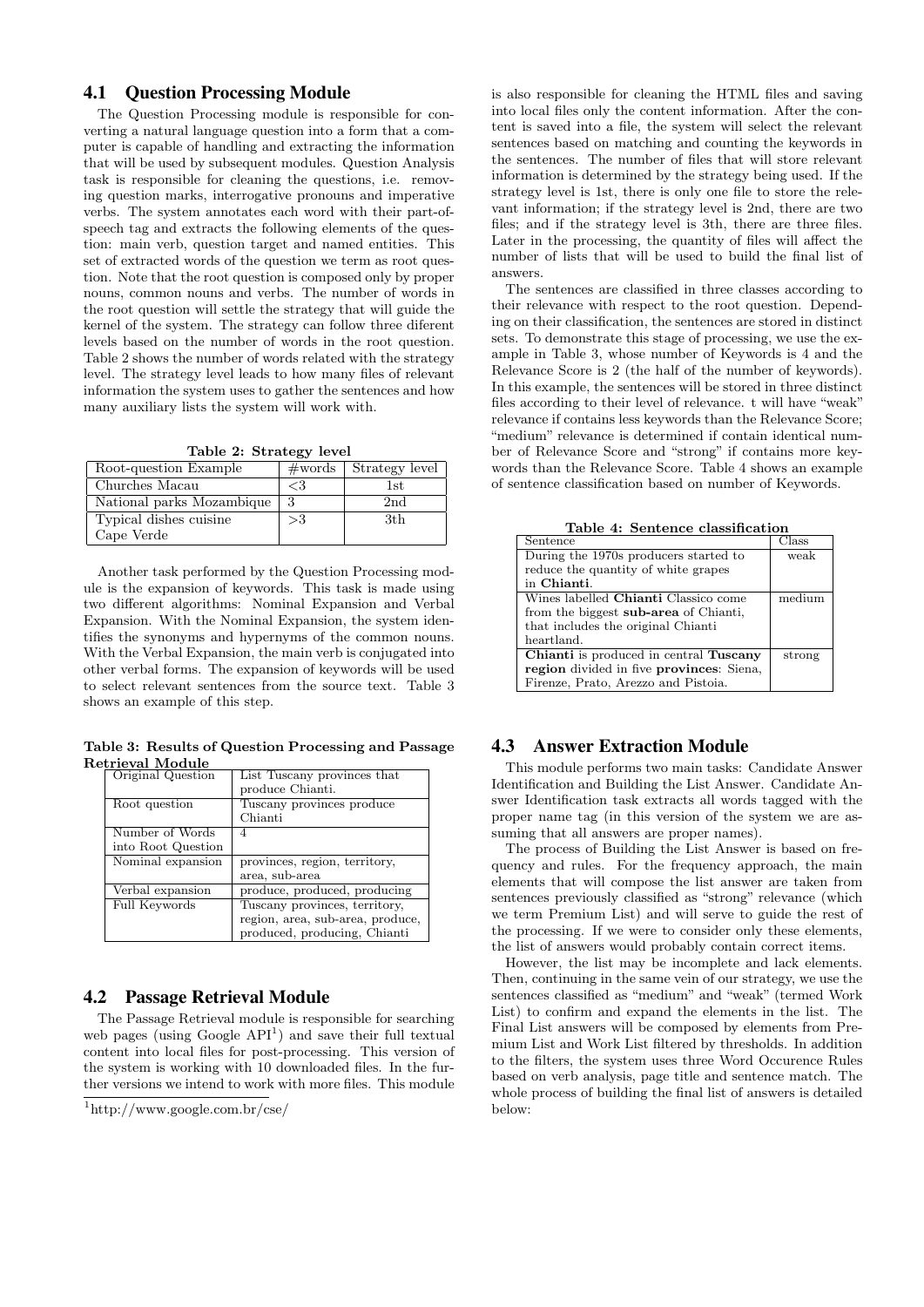## 4.1 Question Processing Module

The Question Processing module is responsible for converting a natural language question into a form that a computer is capable of handling and extracting the information that will be used by subsequent modules. Question Analysis task is responsible for cleaning the questions, i.e. removing question marks, interrogative pronouns and imperative verbs. The system annotates each word with their part-of-speech tag and extracts the following elements of the question: main verb, question target and named entities. This set of extracted words of the question we term as root question. Note that the root question is composed only by proper nouns, common nouns and verbs. The number of words in the root question will settle the strategy that will guide the kernel of the system. The strategy can follow three diferent levels based on the number of words in the root question. Table 2 shows the number of words related with the strategy level. The strategy level leads to how many files of relevant information the system uses to gather the sentences and how many auxiliary lists the system will work with.

**Table 2: Strategy level**

| Root-question Example | #words | Strategy level |
|---|---|---|
| Churches Macau | <3 | 1st |
| National parks Mozambique | 3 | 2nd |
| Typical dishes cuisine Cape Verde | >3 | 3th |

Another task performed by the Question Processing module is the expansion of keywords. This task is made using two different algorithms: Nominal Expansion and Verbal Expansion. With the Nominal Expansion, the system identifies the synonyms and hypernyms of the common nouns. With the Verbal Expansion, the main verb is conjugated into other verbal forms. The expansion of keywords will be used to select relevant sentences from the source text. Table 3 shows an example of this step.

**Table 3: Results of Question Processing and Passage Retrieval Module**

| | |
|---|---|
| Original Question | List Tuscany provinces that produce Chianti. |
| Root question | Tuscany provinces produce Chianti |
| Number of Words into Root Question | 4 |
| Nominal expansion | provinces, region, territory, area, sub-area |
| Verbal expansion | produce, produced, producing |
| Full Keywords | Tuscany provinces, territory, region, area, sub-area, produce, produced, producing, Chianti |

## 4.2 Passage Retrieval Module

The Passage Retrieval module is responsible for searching web pages (using Google API[1]) and save their full textual content into local files for post-processing. This version of the system is working with 10 downloaded files. In the further versions we intend to work with more files. This module is also responsible for cleaning the HTML files and saving into local files only the content information. After the content is saved into a file, the system will select the relevant sentences based on matching and counting the keywords in the sentences. The number of files that will store relevant information is determined by the strategy being used. If the strategy level is 1st, there is only one file to store the relevant information; if the strategy level is 2nd, there are two files; and if the strategy level is 3th, there are three files. Later in the processing, the quantity of files will affect the number of lists that will be used to build the final list of answers.

[1]http://www.google.com.br/cse/

The sentences are classified in three classes according to their relevance with respect to the root question. Depending on their classification, the sentences are stored in distinct sets. To demonstrate this stage of processing, we use the example in Table 3, whose number of Keywords is 4 and the Relevance Score is 2 (the half of the number of keywords). In this example, the sentences will be stored in three distinct files according to their level of relevance. t will have "weak" relevance if contains less keywords than the Relevance Score; "medium" relevance is determined if contain identical number of Relevance Score and "strong" if contains more keywords than the Relevance Score. Table 4 shows an example of sentence classification based on number of Keywords.

**Table 4: Sentence classification**

| Sentence | Class |
|---|---|
| During the 1970s producers started to reduce the quantity of white grapes in **Chianti**. | weak |
| Wines labelled **Chianti** Classico come from the biggest **sub-area** of Chianti, that includes the original Chianti heartland. | medium |
| **Chianti** is produced in central **Tuscany region** divided in five **provinces**: Siena, Firenze, Prato, Arezzo and Pistoia. | strong |

## 4.3 Answer Extraction Module

This module performs two main tasks: Candidate Answer Identification and Building the List Answer. Candidate Answer Identification task extracts all words tagged with the proper name tag (in this version of the system we are assuming that all answers are proper names).

The process of Building the List Answer is based on frequency and rules. For the frequency approach, the main elements that will compose the list answer are taken from sentences previously classified as "strong" relevance (which we term Premium List) and will serve to guide the rest of the processing. If we were to consider only these elements, the list of answers would probably contain correct items.

However, the list may be incomplete and lack elements. Then, continuing in the same vein of our strategy, we use the sentences classified as "medium" and "weak" (termed Work List) to confirm and expand the elements in the list. The Final List answers will be composed by elements from Premium List and Work List filtered by thresholds. In addition to the filters, the system uses three Word Occurence Rules based on verb analysis, page title and sentence match. The whole process of building the final list of answers is detailed below: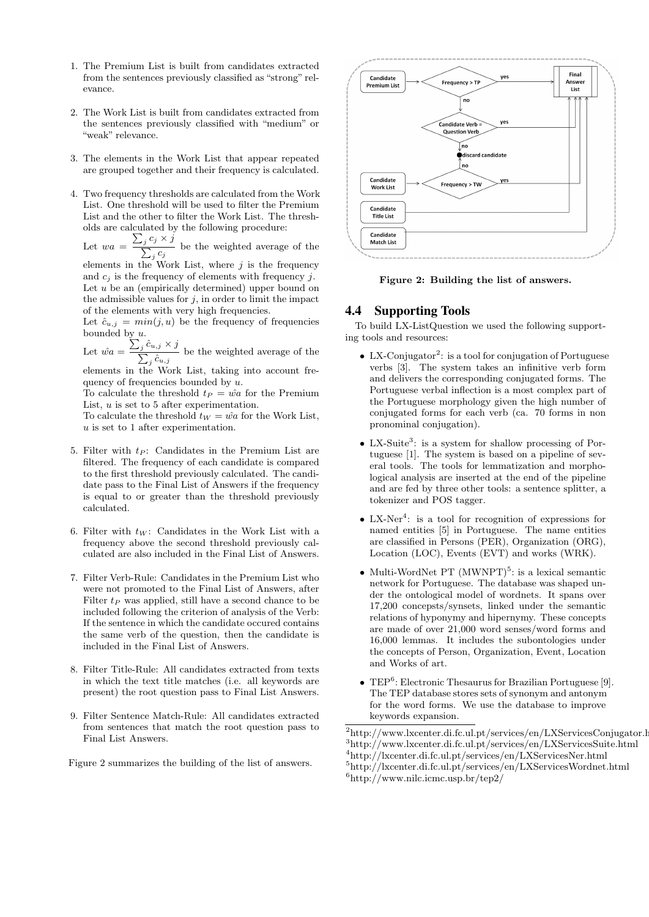1. The Premium List is built from candidates extracted from the sentences previously classified as "strong" relevance.

2. The Work List is built from candidates extracted from the sentences previously classified with "medium" or "weak" relevance.

3. The elements in the Work List that appear repeated are grouped together and their frequency is calculated.

4. Two frequency thresholds are calculated from the Work List. One threshold will be used to filter the Premium List and the other to filter the Work List. The thresholds are calculated by the following procedure:
   Let $wa = \frac{\sum_j c_j \times j}{\sum_j c_j}$ be the weighted average of the elements in the Work List, where $j$ is the frequency and $c_j$ is the frequency of elements with frequency $j$.
   Let $u$ be an (empirically determined) upper bound on the admissible values for $j$, in order to limit the impact of the elements with very high frequencies.
   Let $\hat{c}_{u,j} = min(j, u)$ be the frequency of frequencies bounded by $u$.
   Let $\hat{wa} = \frac{\sum_j \hat{c}_{u,j} \times j}{\sum_j \hat{c}_{u,j}}$ be the weighted average of the elements in the Work List, taking into account frequency of frequencies bounded by $u$.
   To calculate the threshold $t_P = \hat{wa}$ for the Premium List, $u$ is set to 5 after experimentation.
   To calculate the threshold $t_W = \hat{wa}$ for the Work List, $u$ is set to 1 after experimentation.

5. Filter with $t_P$: Candidates in the Premium List are filtered. The frequency of each candidate is compared to the first threshold previously calculated. The candidate pass to the Final List of Answers if the frequency is equal to or greater than the threshold previously calculated.

6. Filter with $t_W$: Candidates in the Work List with a frequency above the second threshold previously calculated are also included in the Final List of Answers.

7. Filter Verb-Rule: Candidates in the Premium List who were not promoted to the Final List of Answers, after Filter $t_P$ was applied, still have a second chance to be included following the criterion of analysis of the Verb: If the sentence in which the candidate occured contains the same verb of the question, then the candidate is included in the Final List of Answers.

8. Filter Title-Rule: All candidates extracted from texts in which the text title matches (i.e. all keywords are present) the root question pass to Final List Answers.

9. Filter Sentence Match-Rule: All candidates extracted from sentences that match the root question pass to Final List Answers.

Figure 2 summarizes the building of the list of answers.

**Figure 2: Building the list of answers.**

## 4.4 Supporting Tools

To build LX-ListQuestion we used the following supporting tools and resources:

- LX-Conjugator[2]: is a tool for conjugation of Portuguese verbs [3]. The system takes an infinitive verb form and delivers the corresponding conjugated forms. The Portuguese verbal inflection is a most complex part of the Portuguese morphology given the high number of conjugated forms for each verb (ca. 70 forms in non pronominal conjugation).

- LX-Suite[3]: is a system for shallow processing of Portuguese [1]. The system is based on a pipeline of several tools. The tools for lemmatization and morphological analysis are inserted at the end of the pipeline and are fed by three other tools: a sentence splitter, a tokenizer and POS tagger.

- LX-Ner[4]: is a tool for recognition of expressions for named entities [5] in Portuguese. The name entities are classified in Persons (PER), Organization (ORG), Location (LOC), Events (EVT) and works (WRK).

- Multi-WordNet PT (MWNPT)[5]: is a lexical semantic network for Portuguese. The database was shaped under the ontological model of wordnets. It spans over 17,200 concepsts/synsets, linked under the semantic relations of hyponymy and hipernymy. These concepts are made of over 21,000 word senses/word forms and 16,000 lemmas. It includes the subontologies under the concepts of Person, Organization, Event, Location and Works of art.

- TEP[6]: Electronic Thesaurus for Brazilian Portuguese [9]. The TEP database stores sets of synonym and antonym for the word forms. We use the database to improve keywords expansion.

---

[2] http://www.lxcenter.di.fc.ul.pt/services/en/LXServicesConjugator.h

[3] http://www.lxcenter.di.fc.ul.pt/services/en/LXServicesSuite.html

[4] http://lxcenter.di.fc.ul.pt/services/en/LXServicesNer.html

[5] http://lxcenter.di.fc.ul.pt/services/en/LXServicesWordnet.html

[6] http://www.nilc.icmc.usp.br/tep2/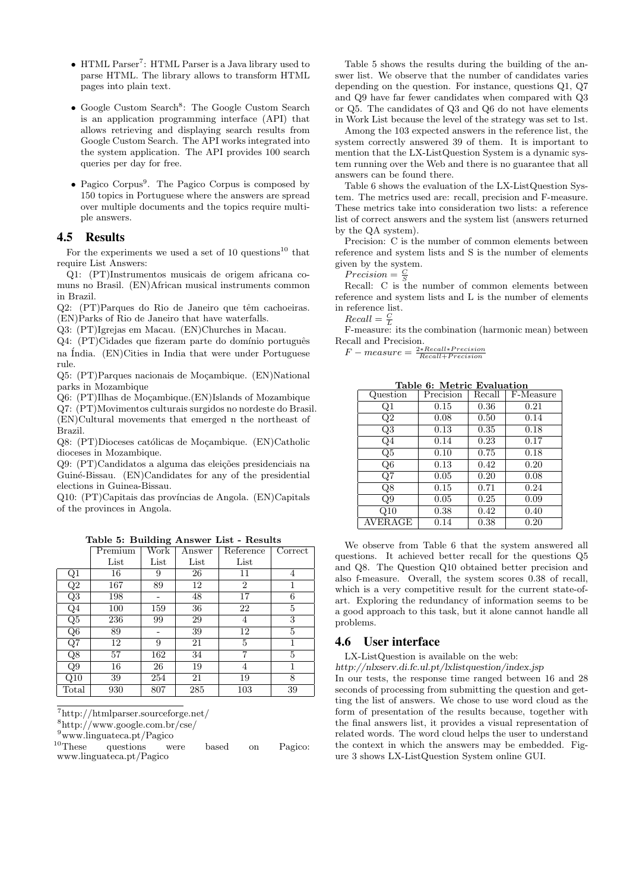- HTML Parser[7]: HTML Parser is a Java library used to parse HTML. The library allows to transform HTML pages into plain text.

- Google Custom Search[8]: The Google Custom Search is an application programming interface (API) that allows retrieving and displaying search results from Google Custom Search. The API works integrated into the system application. The API provides 100 search queries per day for free.

- Pagico Corpus[9]. The Pagico Corpus is composed by 150 topics in Portuguese where the answers are spread over multiple documents and the topics require multiple answers.

## 4.5 Results

For the experiments we used a set of 10 questions[10] that require List Answers:

Q1: (PT)Instrumentos musicais de origem africana comuns no Brasil. (EN)African musical instruments common in Brazil.

Q2: (PT)Parques do Rio de Janeiro que têm cachoeiras. (EN)Parks of Rio de Janeiro that have waterfalls.

Q3: (PT)Igrejas em Macau. (EN)Churches in Macau.

Q4: (PT)Cidades que fizeram parte do domínio português na Índia. (EN)Cities in India that were under Portuguese rule.

Q5: (PT)Parques nacionais de Moçambique. (EN)National parks in Mozambique

Q6: (PT)Ilhas de Moçambique.(EN)Islands of Mozambique

Q7: (PT)Movimentos culturais surgidos no nordeste do Brasil. (EN)Cultural movements that emerged n the northeast of Brazil.

Q8: (PT)Dioceses católicas de Moçambique. (EN)Catholic dioceses in Mozambique.

Q9: (PT)Candidatos a alguma das eleições presidenciais na Guiné-Bissau. (EN)Candidates for any of the presidential elections in Guinea-Bissau.

Q10: (PT)Capitais das províncias de Angola. (EN)Capitals of the provinces in Angola.

**Table 5: Building Answer List - Results**

| | Premium List | Work List | Answer List | Reference List | Correct |
|---|---|---|---|---|---|
| Q1 | 16 | 9 | 26 | 11 | 4 |
| Q2 | 167 | 89 | 12 | 2 | 1 |
| Q3 | 198 | - | 48 | 17 | 6 |
| Q4 | 100 | 159 | 36 | 22 | 5 |
| Q5 | 236 | 99 | 29 | 4 | 3 |
| Q6 | 89 | - | 39 | 12 | 5 |
| Q7 | 12 | 9 | 21 | 5 | 1 |
| Q8 | 57 | 162 | 34 | 7 | 5 |
| Q9 | 16 | 26 | 19 | 4 | 1 |
| Q10 | 39 | 254 | 21 | 19 | 8 |
| Total | 930 | 807 | 285 | 103 | 39 |

[7]http://htmlparser.sourceforge.net/

[8]http://www.google.com.br/cse/

[9]www.linguateca.pt/Pagico

[10]These questions were based on Pagico: www.linguateca.pt/Pagico

Table 5 shows the results during the building of the answer list. We observe that the number of candidates varies depending on the question. For instance, questions Q1, Q7 and Q9 have far fewer candidates when compared with Q3 or Q5. The candidates of Q3 and Q6 do not have elements in Work List because the level of the strategy was set to 1st.

Among the 103 expected answers in the reference list, the system correctly answered 39 of them. It is important to mention that the LX-ListQuestion System is a dynamic system running over the Web and there is no guarantee that all answers can be found there.

Table 6 shows the evaluation of the LX-ListQuestion System. The metrics used are: recall, precision and F-measure. These metrics take into consideration two lists: a reference list of correct answers and the system list (answers returned by the QA system).

Precision: C is the number of common elements between reference and system lists and S is the number of elements given by the system.

$Precision = \frac{C}{S}$

Recall: C is the number of common elements between reference and system lists and L is the number of elements in reference list.

$Recall = \frac{C}{L}$

F-measure: its the combination (harmonic mean) between Recall and Precision.

$F - measure = \frac{2*Recall*Precision}{Recall+Precision}$

**Table 6: Metric Evaluation**

| Question | Precision | Recall | F-Measure |
|---|---|---|---|
| Q1 | 0.15 | 0.36 | 0.21 |
| Q2 | 0.08 | 0.50 | 0.14 |
| Q3 | 0.13 | 0.35 | 0.18 |
| Q4 | 0.14 | 0.23 | 0.17 |
| Q5 | 0.10 | 0.75 | 0.18 |
| Q6 | 0.13 | 0.42 | 0.20 |
| Q7 | 0.05 | 0.20 | 0.08 |
| Q8 | 0.15 | 0.71 | 0.24 |
| Q9 | 0.05 | 0.25 | 0.09 |
| Q10 | 0.38 | 0.42 | 0.40 |
| AVERAGE | 0.14 | 0.38 | 0.20 |

We observe from Table 6 that the system answered all questions. It achieved better recall for the questions Q5 and Q8. The Question Q10 obtained better precision and also f-measure. Overall, the system scores 0.38 of recall, which is a very competitive result for the current state-of-art. Exploring the redundancy of information seems to be a good approach to this task, but it alone cannot handle all problems.

## 4.6 User interface

LX-ListQuestion is available on the web:

*http://nlxserv.di.fc.ul.pt/lxlistquestion/index.jsp*

In our tests, the response time ranged between 16 and 28 seconds of processing from submitting the question and getting the list of answers. We chose to use word cloud as the form of presentation of the results because, together with the final answers list, it provides a visual representation of related words. The word cloud helps the user to understand the context in which the answers may be embedded. Figure 3 shows LX-ListQuestion System online GUI.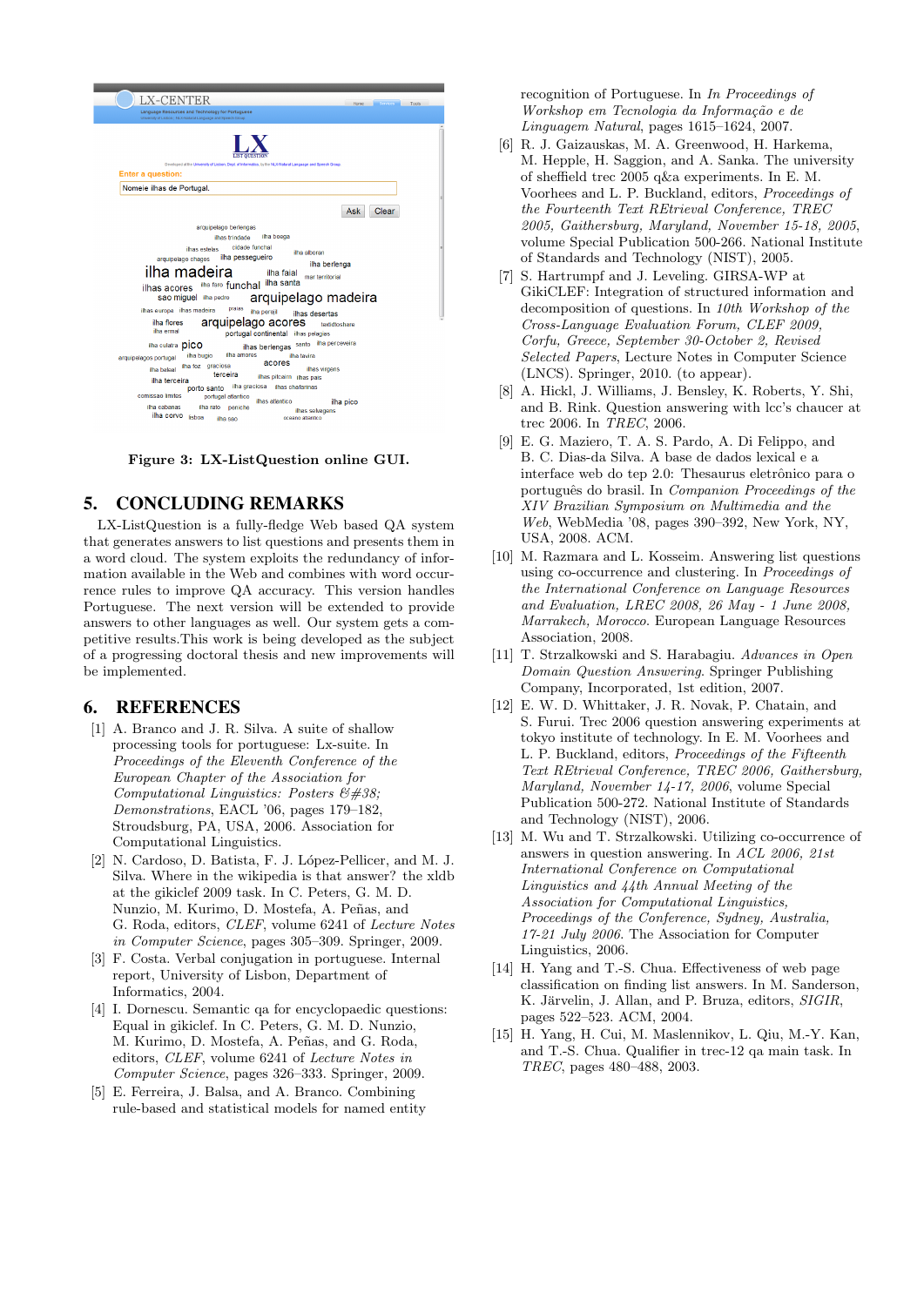Figure 3: LX-ListQuestion online GUI.

## 5. CONCLUDING REMARKS

LX-ListQuestion is a fully-fledge Web based QA system that generates answers to list questions and presents them in a word cloud. The system exploits the redundancy of information available in the Web and combines with word occurrence rules to improve QA accuracy. This version handles Portuguese. The next version will be extended to provide answers to other languages as well. Our system gets a competitive results.This work is being developed as the subject of a progressing doctoral thesis and new improvements will be implemented.

## 6. REFERENCES

[1] A. Branco and J. R. Silva. A suite of shallow processing tools for portuguese: Lx-suite. In *Proceedings of the Eleventh Conference of the European Chapter of the Association for Computational Linguistics: Posters &#38; Demonstrations*, EACL '06, pages 179–182, Stroudsburg, PA, USA, 2006. Association for Computational Linguistics.

[2] N. Cardoso, D. Batista, F. J. López-Pellicer, and M. J. Silva. Where in the wikipedia is that answer? the xldb at the gikiclef 2009 task. In C. Peters, G. M. D. Nunzio, M. Kurimo, D. Mostefa, A. Peñas, and G. Roda, editors, *CLEF*, volume 6241 of *Lecture Notes in Computer Science*, pages 305–309. Springer, 2009.

[3] F. Costa. Verbal conjugation in portuguese. Internal report, University of Lisbon, Department of Informatics, 2004.

[4] I. Dornescu. Semantic qa for encyclopaedic questions: Equal in gikiclef. In C. Peters, G. M. D. Nunzio, M. Kurimo, D. Mostefa, A. Peñas, and G. Roda, editors, *CLEF*, volume 6241 of *Lecture Notes in Computer Science*, pages 326–333. Springer, 2009.

[5] E. Ferreira, J. Balsa, and A. Branco. Combining rule-based and statistical models for named entity recognition of Portuguese. In *In Proceedings of Workshop em Tecnologia da Informação e de Linguagem Natural*, pages 1615–1624, 2007.

[6] R. J. Gaizauskas, M. A. Greenwood, H. Harkema, M. Hepple, H. Saggion, and A. Sanka. The university of sheffield trec 2005 q&a experiments. In E. M. Voorhees and L. P. Buckland, editors, *Proceedings of the Fourteenth Text REtrieval Conference, TREC 2005, Gaithersburg, Maryland, November 15-18, 2005*, volume Special Publication 500-266. National Institute of Standards and Technology (NIST), 2005.

[7] S. Hartrumpf and J. Leveling. GIRSA-WP at GikiCLEF: Integration of structured information and decomposition of questions. In *10th Workshop of the Cross-Language Evaluation Forum, CLEF 2009, Corfu, Greece, September 30-October 2, Revised Selected Papers*, Lecture Notes in Computer Science (LNCS). Springer, 2010. (to appear).

[8] A. Hickl, J. Williams, J. Bensley, K. Roberts, Y. Shi, and B. Rink. Question answering with lcc's chaucer at trec 2006. In *TREC*, 2006.

[9] E. G. Maziero, T. A. S. Pardo, A. Di Felippo, and B. C. Dias-da Silva. A base de dados lexical e a interface web do tep 2.0: Thesaurus eletrônico para o português do brasil. In *Companion Proceedings of the XIV Brazilian Symposium on Multimedia and the Web*, WebMedia '08, pages 390–392, New York, NY, USA, 2008. ACM.

[10] M. Razmara and L. Kosseim. Answering list questions using co-occurrence and clustering. In *Proceedings of the International Conference on Language Resources and Evaluation, LREC 2008, 26 May - 1 June 2008, Marrakech, Morocco*. European Language Resources Association, 2008.

[11] T. Strzalkowski and S. Harabagiu. *Advances in Open Domain Question Answering*. Springer Publishing Company, Incorporated, 1st edition, 2007.

[12] E. W. D. Whittaker, J. R. Novak, P. Chatain, and S. Furui. Trec 2006 question answering experiments at tokyo institute of technology. In E. M. Voorhees and L. P. Buckland, editors, *Proceedings of the Fifteenth Text REtrieval Conference, TREC 2006, Gaithersburg, Maryland, November 14-17, 2006*, volume Special Publication 500-272. National Institute of Standards and Technology (NIST), 2006.

[13] M. Wu and T. Strzalkowski. Utilizing co-occurrence of answers in question answering. In *ACL 2006, 21st International Conference on Computational Linguistics and 44th Annual Meeting of the Association for Computational Linguistics, Proceedings of the Conference, Sydney, Australia, 17-21 July 2006*. The Association for Computer Linguistics, 2006.

[14] H. Yang and T.-S. Chua. Effectiveness of web page classification on finding list answers. In M. Sanderson, K. Järvelin, J. Allan, and P. Bruza, editors, *SIGIR*, pages 522–523. ACM, 2004.

[15] H. Yang, H. Cui, M. Maslennikov, L. Qiu, M.-Y. Kan, and T.-S. Chua. Qualifier in trec-12 qa main task. In *TREC*, pages 480–488, 2003.